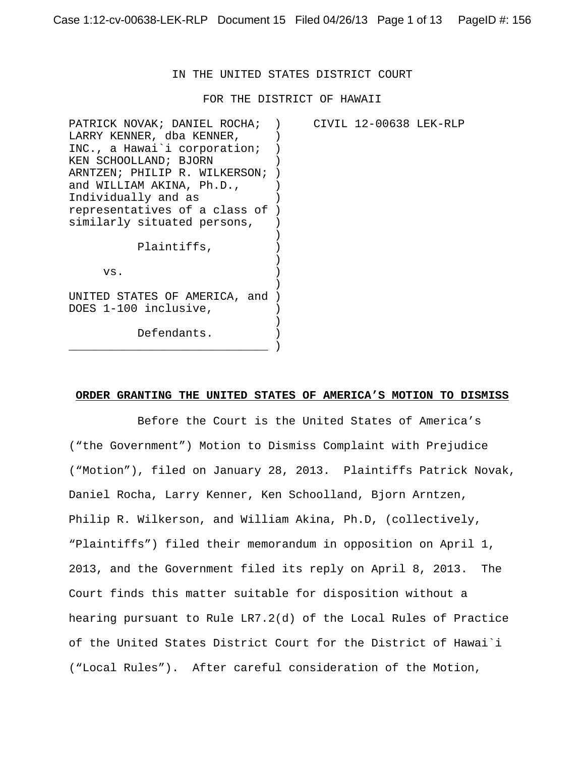IN THE UNITED STATES DISTRICT COURT

FOR THE DISTRICT OF HAWAII

| | | |
|---|---|---|
| PATRICK NOVAK; DANIEL ROCHA; LARRY KENNER, dba KENNER, INC., a Hawai`i corporation; KEN SCHOOLLAND; BJORN ARNTZEN; PHILIP R. WILKERSON; and WILLIAM AKINA, Ph.D., Individually and as representatives of a class of similarly situated persons, | ) | CIVIL 12-00638 LEK-RLP |
| Plaintiffs, | ) | |
| vs. | ) | |
| UNITED STATES OF AMERICA, and DOES 1-100 inclusive, | ) | |
| Defendants. | ) | |

**ORDER GRANTING THE UNITED STATES OF AMERICA'S MOTION TO DISMISS**

Before the Court is the United States of America's ("the Government") Motion to Dismiss Complaint with Prejudice ("Motion"), filed on January 28, 2013. Plaintiffs Patrick Novak, Daniel Rocha, Larry Kenner, Ken Schoolland, Bjorn Arntzen, Philip R. Wilkerson, and William Akina, Ph.D, (collectively, "Plaintiffs") filed their memorandum in opposition on April 1, 2013, and the Government filed its reply on April 8, 2013. The Court finds this matter suitable for disposition without a hearing pursuant to Rule LR7.2(d) of the Local Rules of Practice of the United States District Court for the District of Hawai`i ("Local Rules"). After careful consideration of the Motion,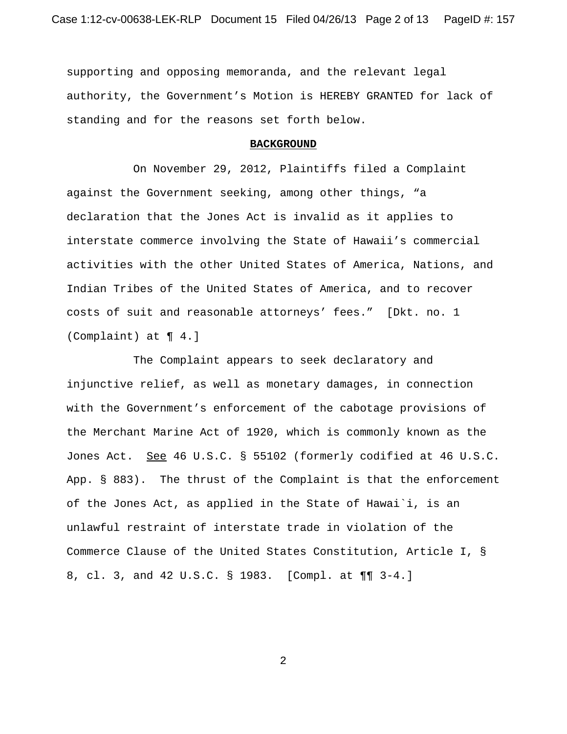supporting and opposing memoranda, and the relevant legal authority, the Government's Motion is HEREBY GRANTED for lack of standing and for the reasons set forth below.

## BACKGROUND

On November 29, 2012, Plaintiffs filed a Complaint against the Government seeking, among other things, "a declaration that the Jones Act is invalid as it applies to interstate commerce involving the State of Hawaii's commercial activities with the other United States of America, Nations, and Indian Tribes of the United States of America, and to recover costs of suit and reasonable attorneys' fees." [Dkt. no. 1 (Complaint) at ¶ 4.]

The Complaint appears to seek declaratory and injunctive relief, as well as monetary damages, in connection with the Government's enforcement of the cabotage provisions of the Merchant Marine Act of 1920, which is commonly known as the Jones Act. See 46 U.S.C. § 55102 (formerly codified at 46 U.S.C. App. § 883). The thrust of the Complaint is that the enforcement of the Jones Act, as applied in the State of Hawai`i, is an unlawful restraint of interstate trade in violation of the Commerce Clause of the United States Constitution, Article I, § 8, cl. 3, and 42 U.S.C. § 1983. [Compl. at ¶¶ 3-4.]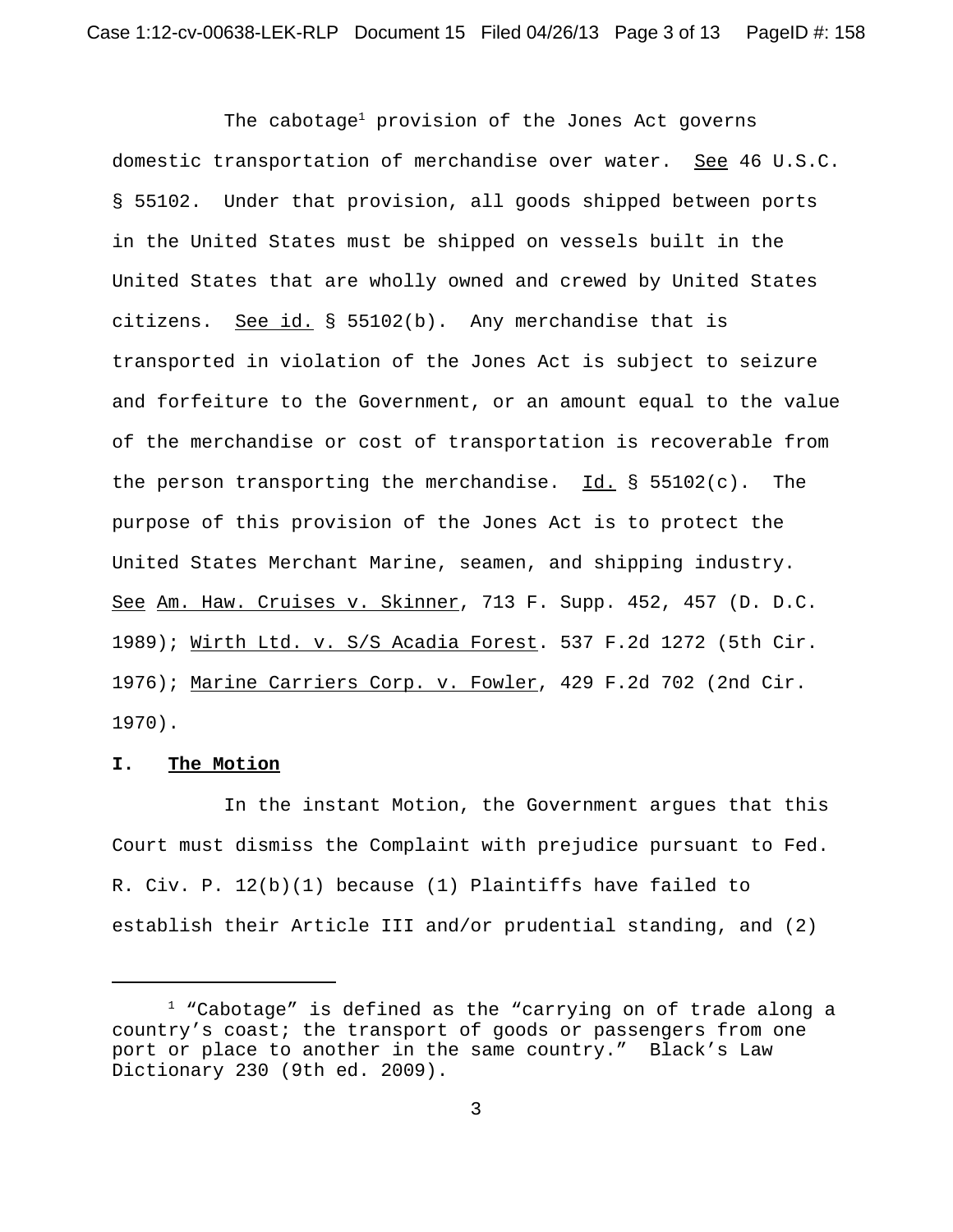The cabotage[1] provision of the Jones Act governs domestic transportation of merchandise over water. See 46 U.S.C. § 55102. Under that provision, all goods shipped between ports in the United States must be shipped on vessels built in the United States that are wholly owned and crewed by United States citizens. See id. § 55102(b). Any merchandise that is transported in violation of the Jones Act is subject to seizure and forfeiture to the Government, or an amount equal to the value of the merchandise or cost of transportation is recoverable from the person transporting the merchandise. Id. § 55102(c). The purpose of this provision of the Jones Act is to protect the United States Merchant Marine, seamen, and shipping industry. See Am. Haw. Cruises v. Skinner, 713 F. Supp. 452, 457 (D. D.C. 1989); Wirth Ltd. v. S/S Acadia Forest. 537 F.2d 1272 (5th Cir. 1976); Marine Carriers Corp. v. Fowler, 429 F.2d 702 (2nd Cir. 1970).

## I. The Motion

In the instant Motion, the Government argues that this Court must dismiss the Complaint with prejudice pursuant to Fed. R. Civ. P. 12(b)(1) because (1) Plaintiffs have failed to establish their Article III and/or prudential standing, and (2)

---

[1] "Cabotage" is defined as the "carrying on of trade along a country's coast; the transport of goods or passengers from one port or place to another in the same country." Black's Law Dictionary 230 (9th ed. 2009).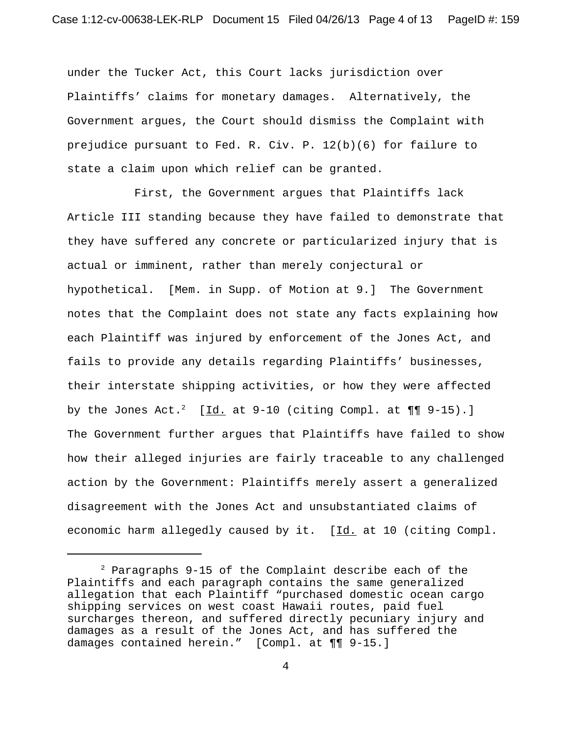under the Tucker Act, this Court lacks jurisdiction over Plaintiffs' claims for monetary damages. Alternatively, the Government argues, the Court should dismiss the Complaint with prejudice pursuant to Fed. R. Civ. P. 12(b)(6) for failure to state a claim upon which relief can be granted.

First, the Government argues that Plaintiffs lack Article III standing because they have failed to demonstrate that they have suffered any concrete or particularized injury that is actual or imminent, rather than merely conjectural or hypothetical. [Mem. in Supp. of Motion at 9.] The Government notes that the Complaint does not state any facts explaining how each Plaintiff was injured by enforcement of the Jones Act, and fails to provide any details regarding Plaintiffs' businesses, their interstate shipping activities, or how they were affected by the Jones Act.[2] [Id. at 9-10 (citing Compl. at ¶¶ 9-15).] The Government further argues that Plaintiffs have failed to show how their alleged injuries are fairly traceable to any challenged action by the Government: Plaintiffs merely assert a generalized disagreement with the Jones Act and unsubstantiated claims of economic harm allegedly caused by it. [Id. at 10 (citing Compl.

[2] Paragraphs 9-15 of the Complaint describe each of the Plaintiffs and each paragraph contains the same generalized allegation that each Plaintiff "purchased domestic ocean cargo shipping services on west coast Hawaii routes, paid fuel surcharges thereon, and suffered directly pecuniary injury and damages as a result of the Jones Act, and has suffered the damages contained herein." [Compl. at ¶¶ 9-15.]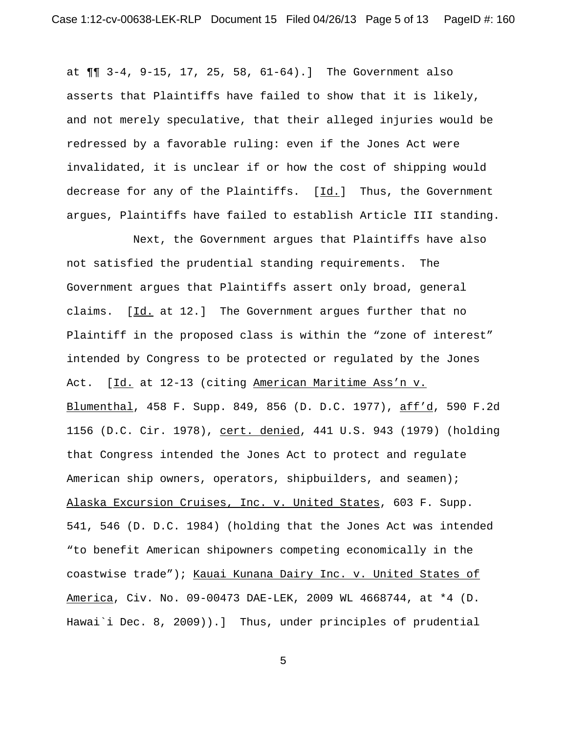at ¶¶ 3-4, 9-15, 17, 25, 58, 61-64).] The Government also asserts that Plaintiffs have failed to show that it is likely, and not merely speculative, that their alleged injuries would be redressed by a favorable ruling: even if the Jones Act were invalidated, it is unclear if or how the cost of shipping would decrease for any of the Plaintiffs. [Id.] Thus, the Government argues, Plaintiffs have failed to establish Article III standing.

Next, the Government argues that Plaintiffs have also not satisfied the prudential standing requirements. The Government argues that Plaintiffs assert only broad, general claims. [Id. at 12.] The Government argues further that no Plaintiff in the proposed class is within the "zone of interest" intended by Congress to be protected or regulated by the Jones Act. [Id. at 12-13 (citing American Maritime Ass'n v. Blumenthal, 458 F. Supp. 849, 856 (D. D.C. 1977), aff'd, 590 F.2d 1156 (D.C. Cir. 1978), cert. denied, 441 U.S. 943 (1979) (holding that Congress intended the Jones Act to protect and regulate American ship owners, operators, shipbuilders, and seamen); Alaska Excursion Cruises, Inc. v. United States, 603 F. Supp. 541, 546 (D. D.C. 1984) (holding that the Jones Act was intended "to benefit American shipowners competing economically in the coastwise trade"); Kauai Kunana Dairy Inc. v. United States of America, Civ. No. 09-00473 DAE-LEK, 2009 WL 4668744, at *4 (D. Hawai`i Dec. 8, 2009)).] Thus, under principles of prudential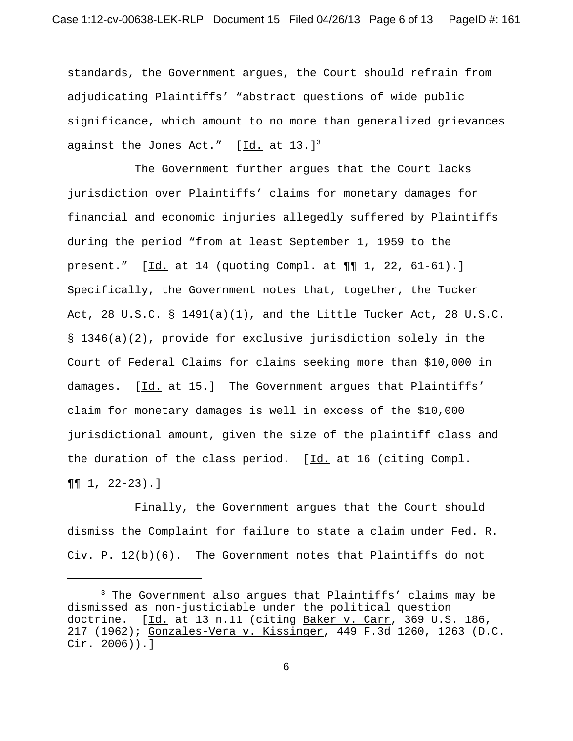standards, the Government argues, the Court should refrain from adjudicating Plaintiffs' "abstract questions of wide public significance, which amount to no more than generalized grievances against the Jones Act." [Id. at 13.][3]

The Government further argues that the Court lacks jurisdiction over Plaintiffs' claims for monetary damages for financial and economic injuries allegedly suffered by Plaintiffs during the period "from at least September 1, 1959 to the present." [Id. at 14 (quoting Compl. at ¶¶ 1, 22, 61-61).] Specifically, the Government notes that, together, the Tucker Act, 28 U.S.C. § 1491(a)(1), and the Little Tucker Act, 28 U.S.C. § 1346(a)(2), provide for exclusive jurisdiction solely in the Court of Federal Claims for claims seeking more than $10,000 in damages. [Id. at 15.] The Government argues that Plaintiffs' claim for monetary damages is well in excess of the $10,000 jurisdictional amount, given the size of the plaintiff class and the duration of the class period. [Id. at 16 (citing Compl. ¶¶ 1, 22-23).]

Finally, the Government argues that the Court should dismiss the Complaint for failure to state a claim under Fed. R. Civ. P. 12(b)(6). The Government notes that Plaintiffs do not

---

[3] The Government also argues that Plaintiffs' claims may be dismissed as non-justiciable under the political question doctrine. [Id. at 13 n.11 (citing Baker v. Carr, 369 U.S. 186, 217 (1962); Gonzales-Vera v. Kissinger, 449 F.3d 1260, 1263 (D.C. Cir. 2006)).]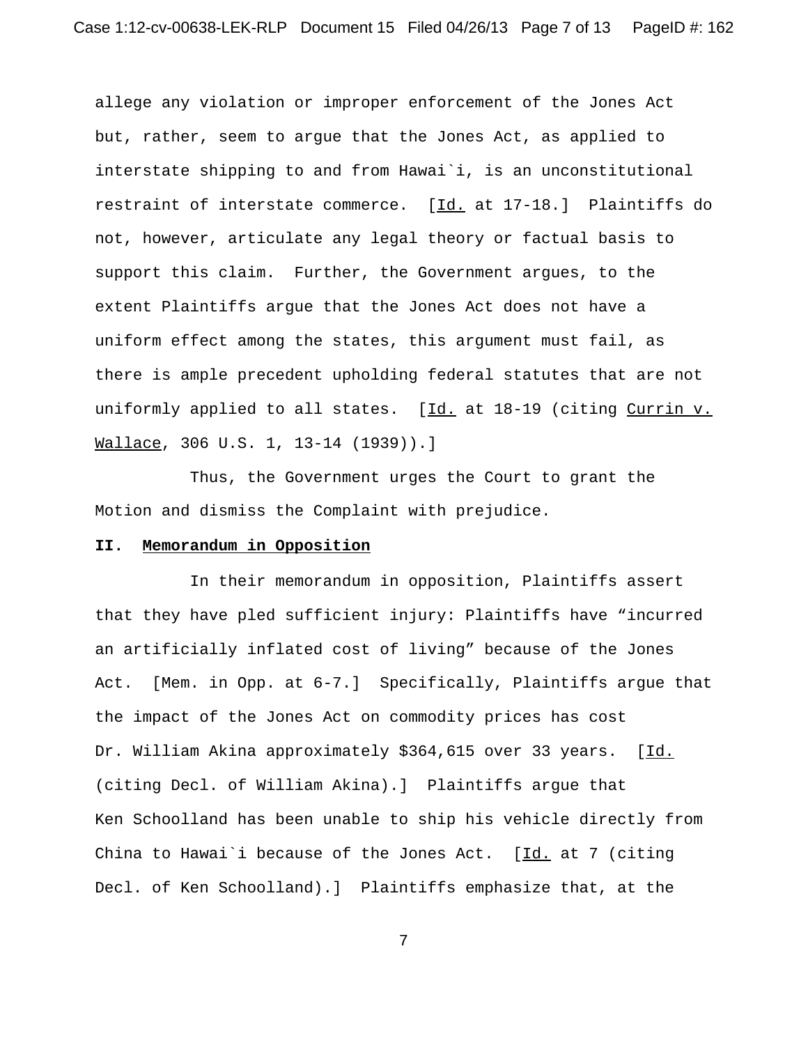allege any violation or improper enforcement of the Jones Act but, rather, seem to argue that the Jones Act, as applied to interstate shipping to and from Hawai`i, is an unconstitutional restraint of interstate commerce. [Id. at 17-18.] Plaintiffs do not, however, articulate any legal theory or factual basis to support this claim. Further, the Government argues, to the extent Plaintiffs argue that the Jones Act does not have a uniform effect among the states, this argument must fail, as there is ample precedent upholding federal statutes that are not uniformly applied to all states. [Id. at 18-19 (citing Currin v. Wallace, 306 U.S. 1, 13-14 (1939)).]

Thus, the Government urges the Court to grant the Motion and dismiss the Complaint with prejudice.

## II. Memorandum in Opposition

In their memorandum in opposition, Plaintiffs assert that they have pled sufficient injury: Plaintiffs have "incurred an artificially inflated cost of living" because of the Jones Act. [Mem. in Opp. at 6-7.] Specifically, Plaintiffs argue that the impact of the Jones Act on commodity prices has cost Dr. William Akina approximately $364,615 over 33 years. [Id. (citing Decl. of William Akina).] Plaintiffs argue that Ken Schoolland has been unable to ship his vehicle directly from China to Hawai`i because of the Jones Act. [Id. at 7 (citing Decl. of Ken Schoolland).] Plaintiffs emphasize that, at the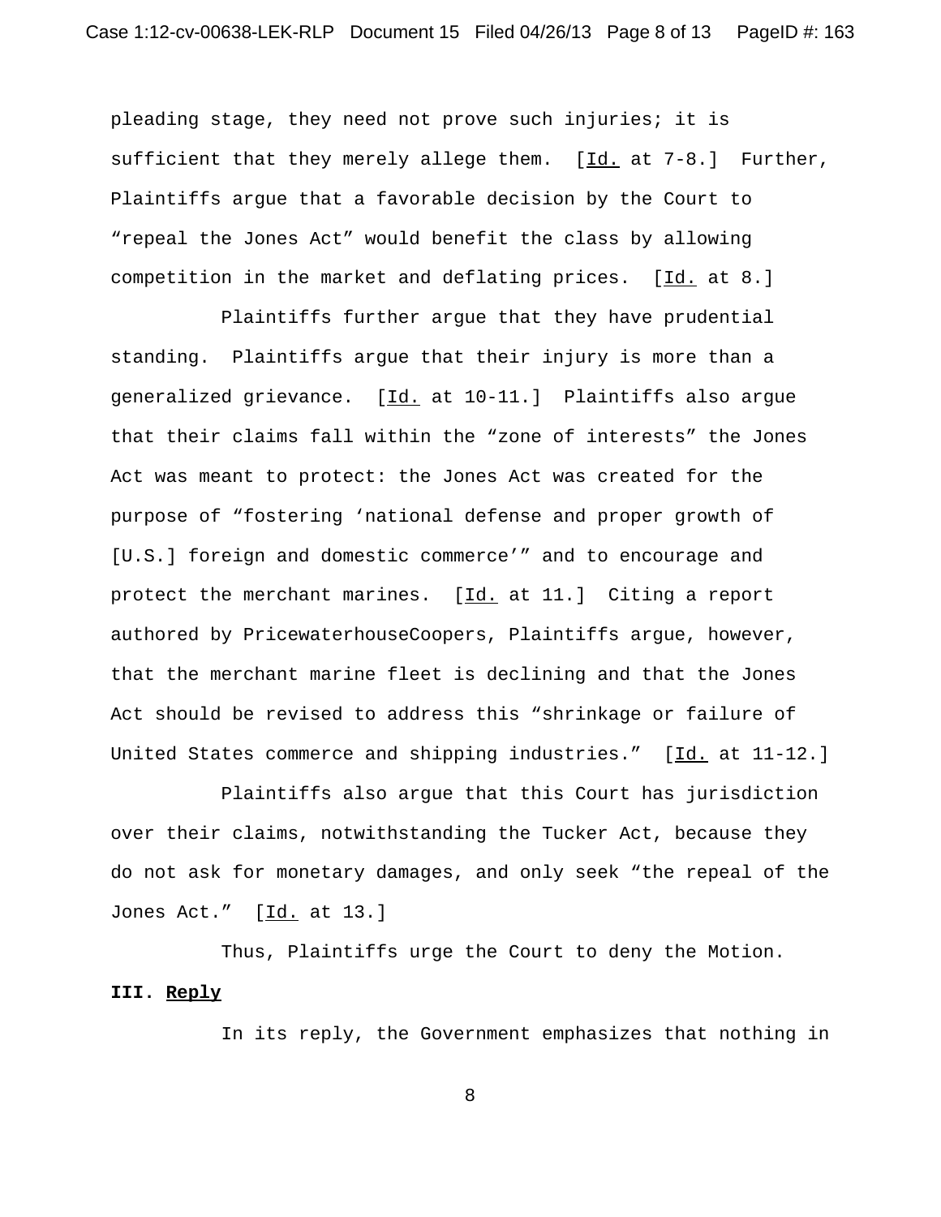pleading stage, they need not prove such injuries; it is sufficient that they merely allege them. [Id. at 7-8.] Further, Plaintiffs argue that a favorable decision by the Court to "repeal the Jones Act" would benefit the class by allowing competition in the market and deflating prices. [Id. at 8.]

Plaintiffs further argue that they have prudential standing. Plaintiffs argue that their injury is more than a generalized grievance. [Id. at 10-11.] Plaintiffs also argue that their claims fall within the "zone of interests" the Jones Act was meant to protect: the Jones Act was created for the purpose of "fostering 'national defense and proper growth of [U.S.] foreign and domestic commerce'" and to encourage and protect the merchant marines. [Id. at 11.] Citing a report authored by PricewaterhouseCoopers, Plaintiffs argue, however, that the merchant marine fleet is declining and that the Jones Act should be revised to address this "shrinkage or failure of United States commerce and shipping industries." [Id. at 11-12.]

Plaintiffs also argue that this Court has jurisdiction over their claims, notwithstanding the Tucker Act, because they do not ask for monetary damages, and only seek "the repeal of the Jones Act." [Id. at 13.]

Thus, Plaintiffs urge the Court to deny the Motion.

### III. Reply

In its reply, the Government emphasizes that nothing in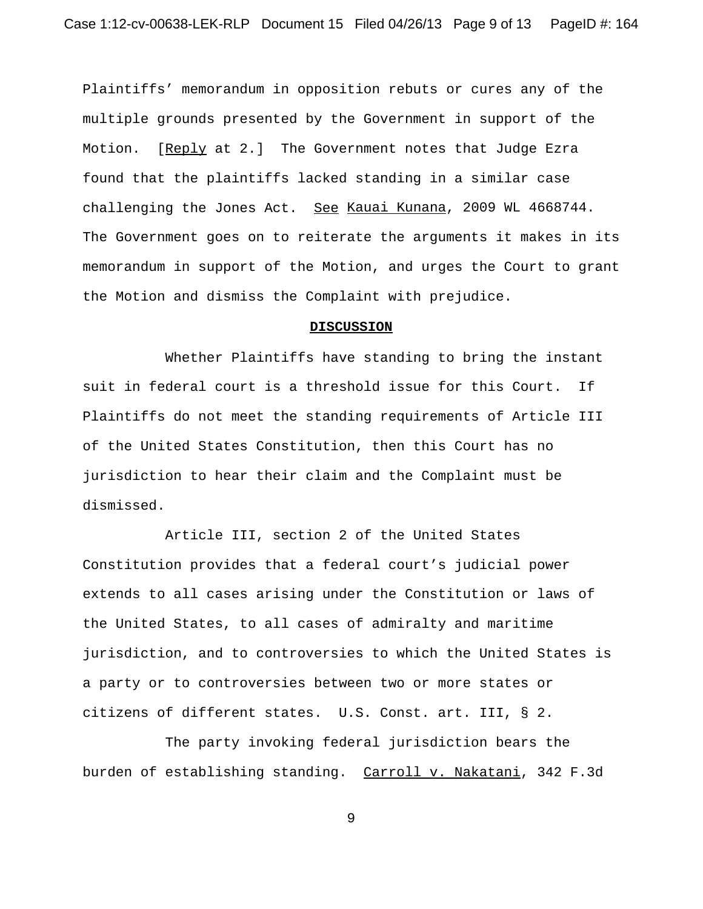Plaintiffs' memorandum in opposition rebuts or cures any of the multiple grounds presented by the Government in support of the Motion. [Reply at 2.] The Government notes that Judge Ezra found that the plaintiffs lacked standing in a similar case challenging the Jones Act. See Kauai Kunana, 2009 WL 4668744. The Government goes on to reiterate the arguments it makes in its memorandum in support of the Motion, and urges the Court to grant the Motion and dismiss the Complaint with prejudice.

**DISCUSSION**

Whether Plaintiffs have standing to bring the instant suit in federal court is a threshold issue for this Court. If Plaintiffs do not meet the standing requirements of Article III of the United States Constitution, then this Court has no jurisdiction to hear their claim and the Complaint must be dismissed.

Article III, section 2 of the United States Constitution provides that a federal court's judicial power extends to all cases arising under the Constitution or laws of the United States, to all cases of admiralty and maritime jurisdiction, and to controversies to which the United States is a party or to controversies between two or more states or citizens of different states. U.S. Const. art. III, § 2.

The party invoking federal jurisdiction bears the burden of establishing standing. Carroll v. Nakatani, 342 F.3d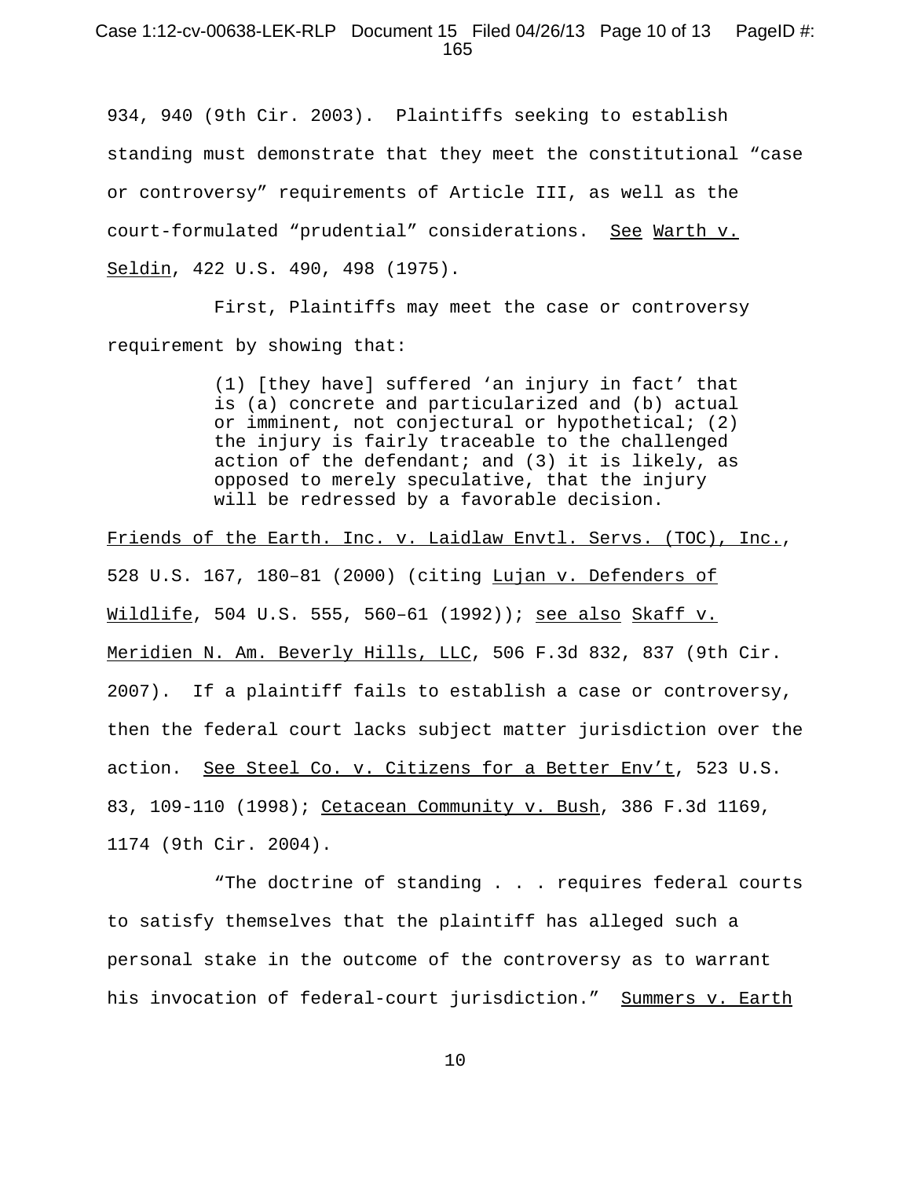934, 940 (9th Cir. 2003). Plaintiffs seeking to establish standing must demonstrate that they meet the constitutional "case or controversy" requirements of Article III, as well as the court-formulated "prudential" considerations. See Warth v. Seldin, 422 U.S. 490, 498 (1975).

First, Plaintiffs may meet the case or controversy requirement by showing that:

> (1) [they have] suffered 'an injury in fact' that is (a) concrete and particularized and (b) actual or imminent, not conjectural or hypothetical; (2) the injury is fairly traceable to the challenged action of the defendant; and (3) it is likely, as opposed to merely speculative, that the injury will be redressed by a favorable decision.

Friends of the Earth. Inc. v. Laidlaw Envtl. Servs. (TOC), Inc., 528 U.S. 167, 180–81 (2000) (citing Lujan v. Defenders of Wildlife, 504 U.S. 555, 560–61 (1992)); see also Skaff v. Meridien N. Am. Beverly Hills, LLC, 506 F.3d 832, 837 (9th Cir. 2007). If a plaintiff fails to establish a case or controversy, then the federal court lacks subject matter jurisdiction over the action. See Steel Co. v. Citizens for a Better Env't, 523 U.S. 83, 109-110 (1998); Cetacean Community v. Bush, 386 F.3d 1169, 1174 (9th Cir. 2004).

"The doctrine of standing . . . requires federal courts to satisfy themselves that the plaintiff has alleged such a personal stake in the outcome of the controversy as to warrant his invocation of federal-court jurisdiction." Summers v. Earth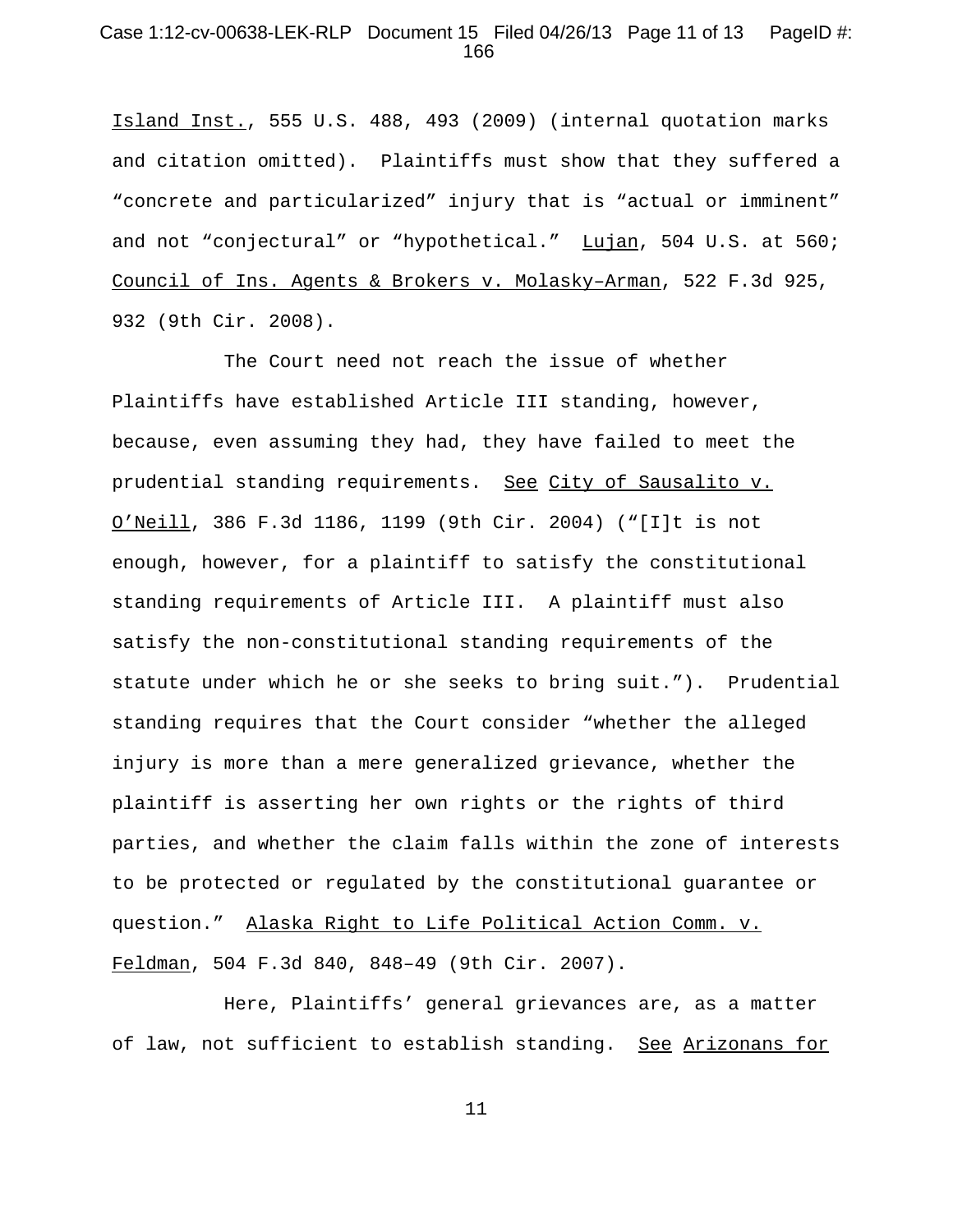Island Inst., 555 U.S. 488, 493 (2009) (internal quotation marks and citation omitted). Plaintiffs must show that they suffered a "concrete and particularized" injury that is "actual or imminent" and not "conjectural" or "hypothetical." Lujan, 504 U.S. at 560; Council of Ins. Agents & Brokers v. Molasky–Arman, 522 F.3d 925, 932 (9th Cir. 2008).

The Court need not reach the issue of whether Plaintiffs have established Article III standing, however, because, even assuming they had, they have failed to meet the prudential standing requirements. See City of Sausalito v. O'Neill, 386 F.3d 1186, 1199 (9th Cir. 2004) ("[I]t is not enough, however, for a plaintiff to satisfy the constitutional standing requirements of Article III. A plaintiff must also satisfy the non-constitutional standing requirements of the statute under which he or she seeks to bring suit."). Prudential standing requires that the Court consider "whether the alleged injury is more than a mere generalized grievance, whether the plaintiff is asserting her own rights or the rights of third parties, and whether the claim falls within the zone of interests to be protected or regulated by the constitutional guarantee or question." Alaska Right to Life Political Action Comm. v. Feldman, 504 F.3d 840, 848–49 (9th Cir. 2007).

Here, Plaintiffs' general grievances are, as a matter of law, not sufficient to establish standing. See Arizonans for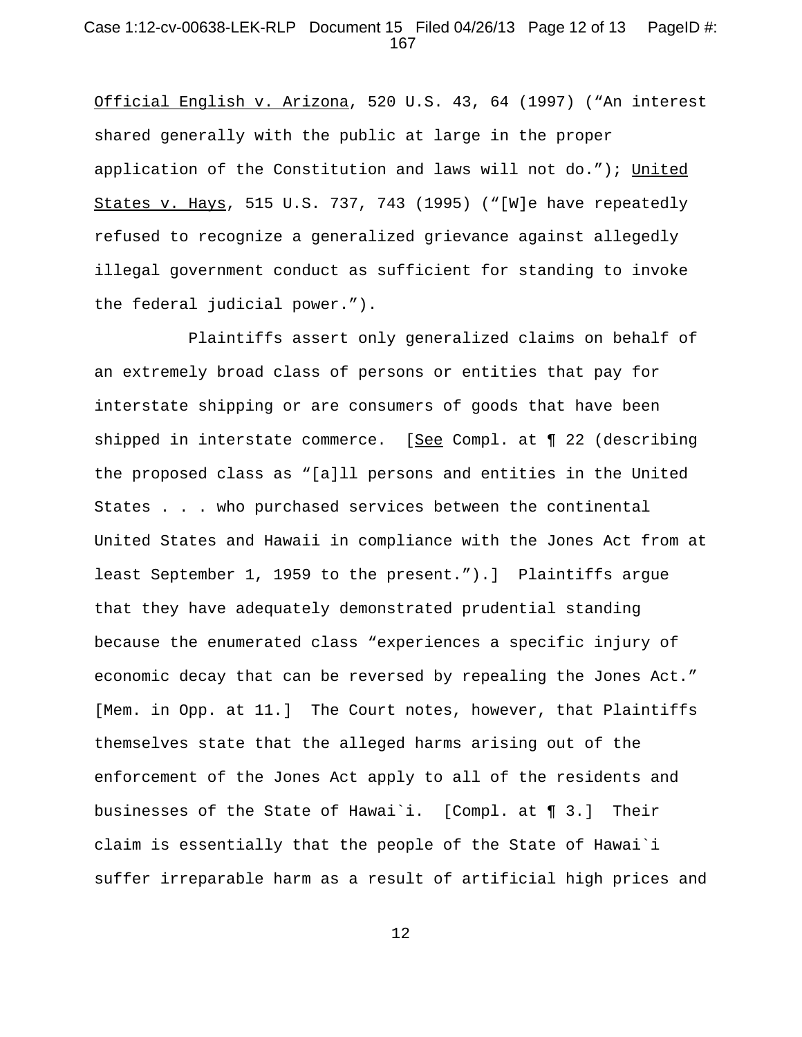Official English v. Arizona, 520 U.S. 43, 64 (1997) ("An interest shared generally with the public at large in the proper application of the Constitution and laws will not do."); United States v. Hays, 515 U.S. 737, 743 (1995) ("[W]e have repeatedly refused to recognize a generalized grievance against allegedly illegal government conduct as sufficient for standing to invoke the federal judicial power.").

Plaintiffs assert only generalized claims on behalf of an extremely broad class of persons or entities that pay for interstate shipping or are consumers of goods that have been shipped in interstate commerce. [See Compl. at ¶ 22 (describing the proposed class as "[a]ll persons and entities in the United States . . . who purchased services between the continental United States and Hawaii in compliance with the Jones Act from at least September 1, 1959 to the present.").] Plaintiffs argue that they have adequately demonstrated prudential standing because the enumerated class "experiences a specific injury of economic decay that can be reversed by repealing the Jones Act." [Mem. in Opp. at 11.] The Court notes, however, that Plaintiffs themselves state that the alleged harms arising out of the enforcement of the Jones Act apply to all of the residents and businesses of the State of Hawai`i. [Compl. at ¶ 3.] Their claim is essentially that the people of the State of Hawai`i suffer irreparable harm as a result of artificial high prices and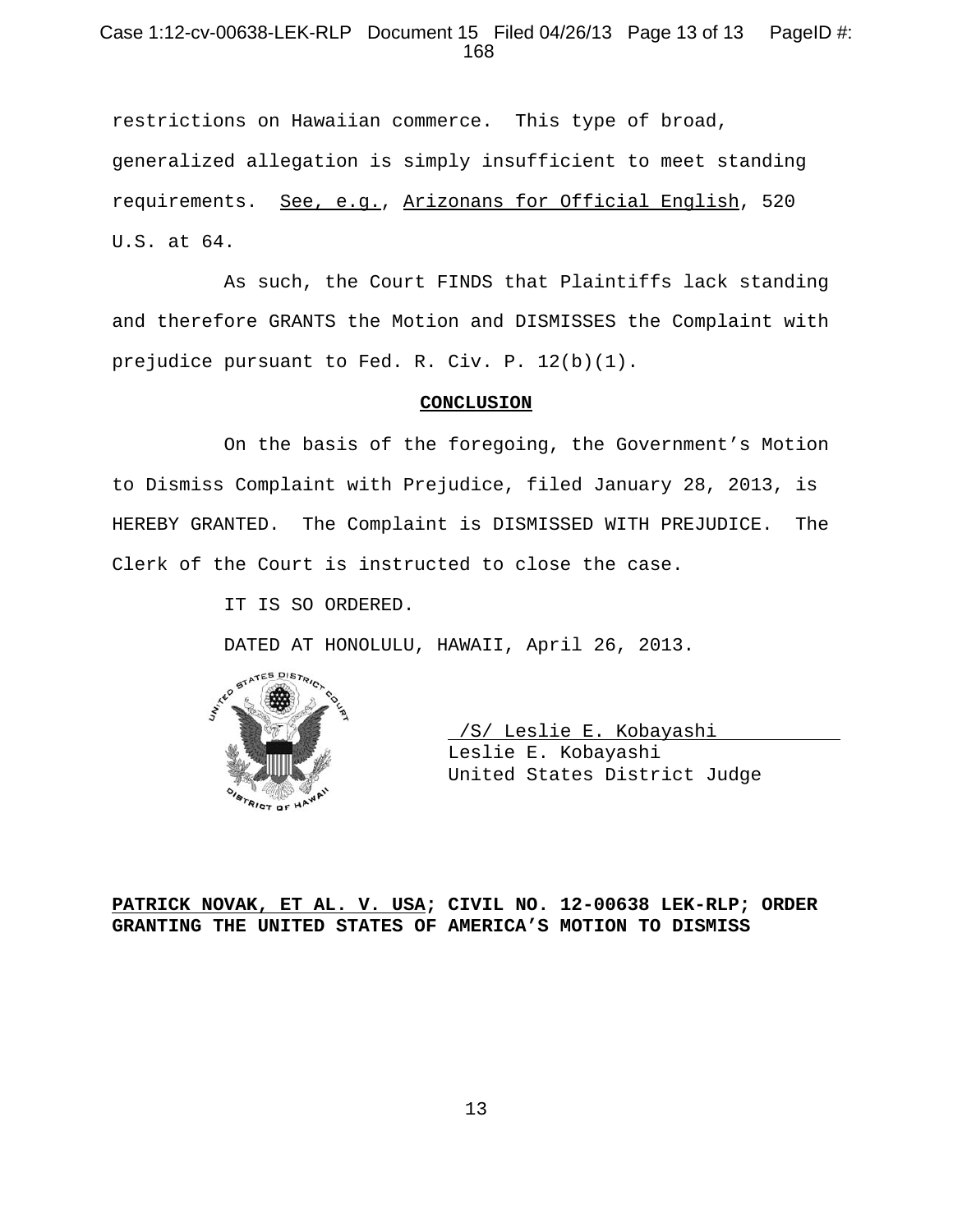restrictions on Hawaiian commerce. This type of broad, generalized allegation is simply insufficient to meet standing requirements. See, e.g., Arizonans for Official English, 520 U.S. at 64.

As such, the Court FINDS that Plaintiffs lack standing and therefore GRANTS the Motion and DISMISSES the Complaint with prejudice pursuant to Fed. R. Civ. P. 12(b)(1).

**CONCLUSION**

On the basis of the foregoing, the Government's Motion to Dismiss Complaint with Prejudice, filed January 28, 2013, is HEREBY GRANTED. The Complaint is DISMISSED WITH PREJUDICE. The Clerk of the Court is instructed to close the case.

IT IS SO ORDERED.

DATED AT HONOLULU, HAWAII, April 26, 2013.

/S/ Leslie E. Kobayashi
Leslie E. Kobayashi
United States District Judge

**PATRICK NOVAK, ET AL. V. USA; CIVIL NO. 12-00638 LEK-RLP; ORDER GRANTING THE UNITED STATES OF AMERICA'S MOTION TO DISMISS**